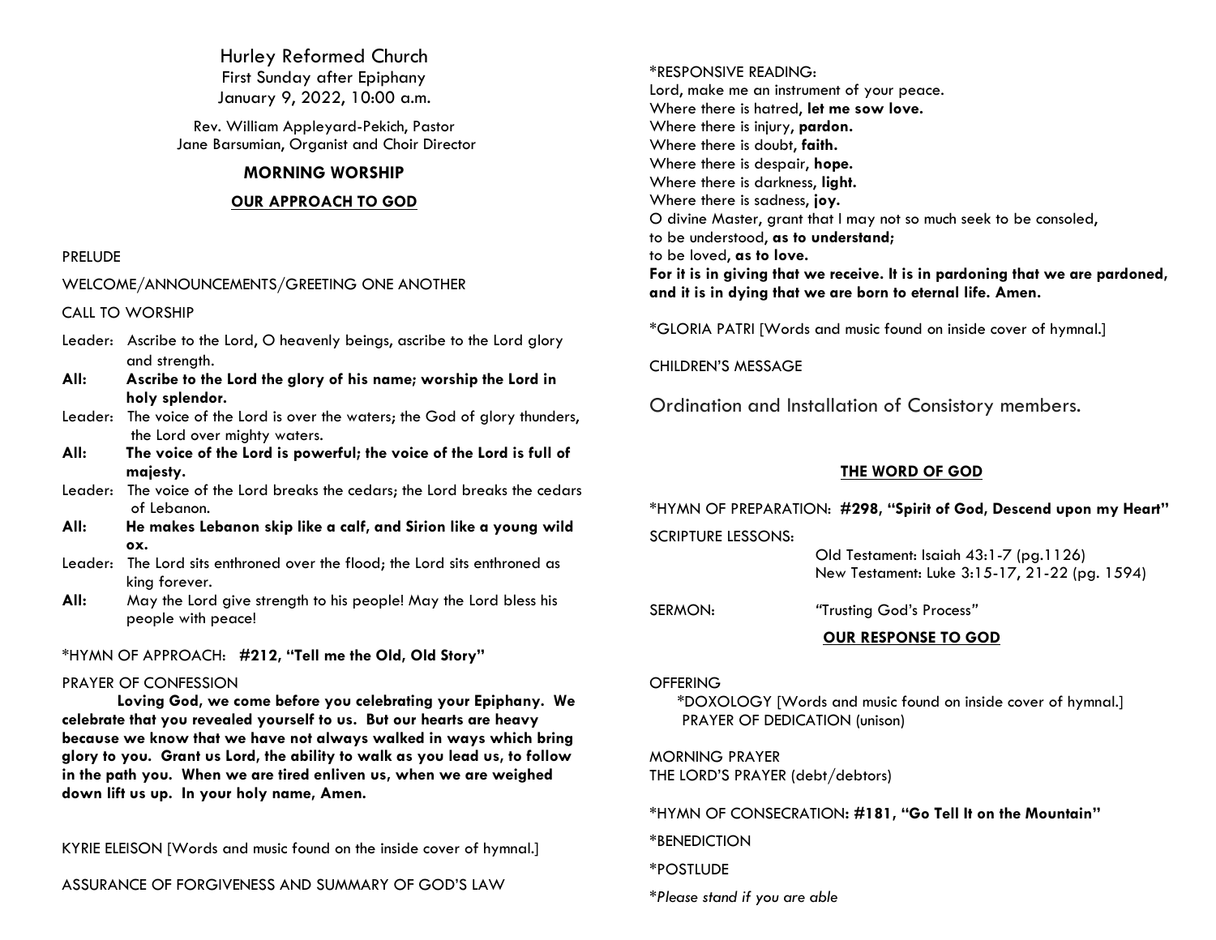# Hurley Reformed Church

First Sunday after Epiphany
January 9, 2022, 10:00 a.m.

Rev. William Appleyard-Pekich, Pastor
Jane Barsumian, Organist and Choir Director

## MORNING WORSHIP

### OUR APPROACH TO GOD

PRELUDE

WELCOME/ANNOUNCEMENTS/GREETING ONE ANOTHER

CALL TO WORSHIP

Leader: Ascribe to the Lord, O heavenly beings, ascribe to the Lord glory and strength.

**All: Ascribe to the Lord the glory of his name; worship the Lord in holy splendor.**

Leader: The voice of the Lord is over the waters; the God of glory thunders, the Lord over mighty waters.

**All: The voice of the Lord is powerful; the voice of the Lord is full of majesty.**

Leader: The voice of the Lord breaks the cedars; the Lord breaks the cedars of Lebanon.

**All: He makes Lebanon skip like a calf, and Sirion like a young wild ox.**

Leader: The Lord sits enthroned over the flood; the Lord sits enthroned as king forever.

**All:** May the Lord give strength to his people! May the Lord bless his people with peace!

*HYMN OF APPROACH: **#212, "Tell me the Old, Old Story"**

PRAYER OF CONFESSION

**Loving God, we come before you celebrating your Epiphany. We celebrate that you revealed yourself to us. But our hearts are heavy because we know that we have not always walked in ways which bring glory to you. Grant us Lord, the ability to walk as you lead us, to follow in the path you. When we are tired enliven us, when we are weighed down lift us up. In your holy name, Amen.**

KYRIE ELEISON [Words and music found on the inside cover of hymnal.]

ASSURANCE OF FORGIVENESS AND SUMMARY OF GOD'S LAW

*RESPONSIVE READING:

Lord, make me an instrument of your peace.
Where there is hatred, **let me sow love.**
Where there is injury, **pardon.**
Where there is doubt, **faith.**
Where there is despair, **hope.**
Where there is darkness, **light.**
Where there is sadness, **joy.**
O divine Master, grant that I may not so much seek to be consoled,
to be understood, **as to understand;**
to be loved, **as to love.**
**For it is in giving that we receive. It is in pardoning that we are pardoned, and it is in dying that we are born to eternal life. Amen.**

*GLORIA PATRI [Words and music found on inside cover of hymnal.]

CHILDREN'S MESSAGE

Ordination and Installation of Consistory members.

### THE WORD OF GOD

*HYMN OF PREPARATION: **#298, "Spirit of God, Descend upon my Heart"**

SCRIPTURE LESSONS:

Old Testament: Isaiah 43:1-7 (pg.1126)
New Testament: Luke 3:15-17, 21-22 (pg. 1594)

SERMON: "Trusting God's Process"

### OUR RESPONSE TO GOD

OFFERING

*DOXOLOGY [Words and music found on inside cover of hymnal.]
PRAYER OF DEDICATION (unison)

MORNING PRAYER
THE LORD'S PRAYER (debt/debtors)

*HYMN OF CONSECRATION: **#181, "Go Tell It on the Mountain"**

*BENEDICTION

*POSTLUDE

*Please stand if you are able*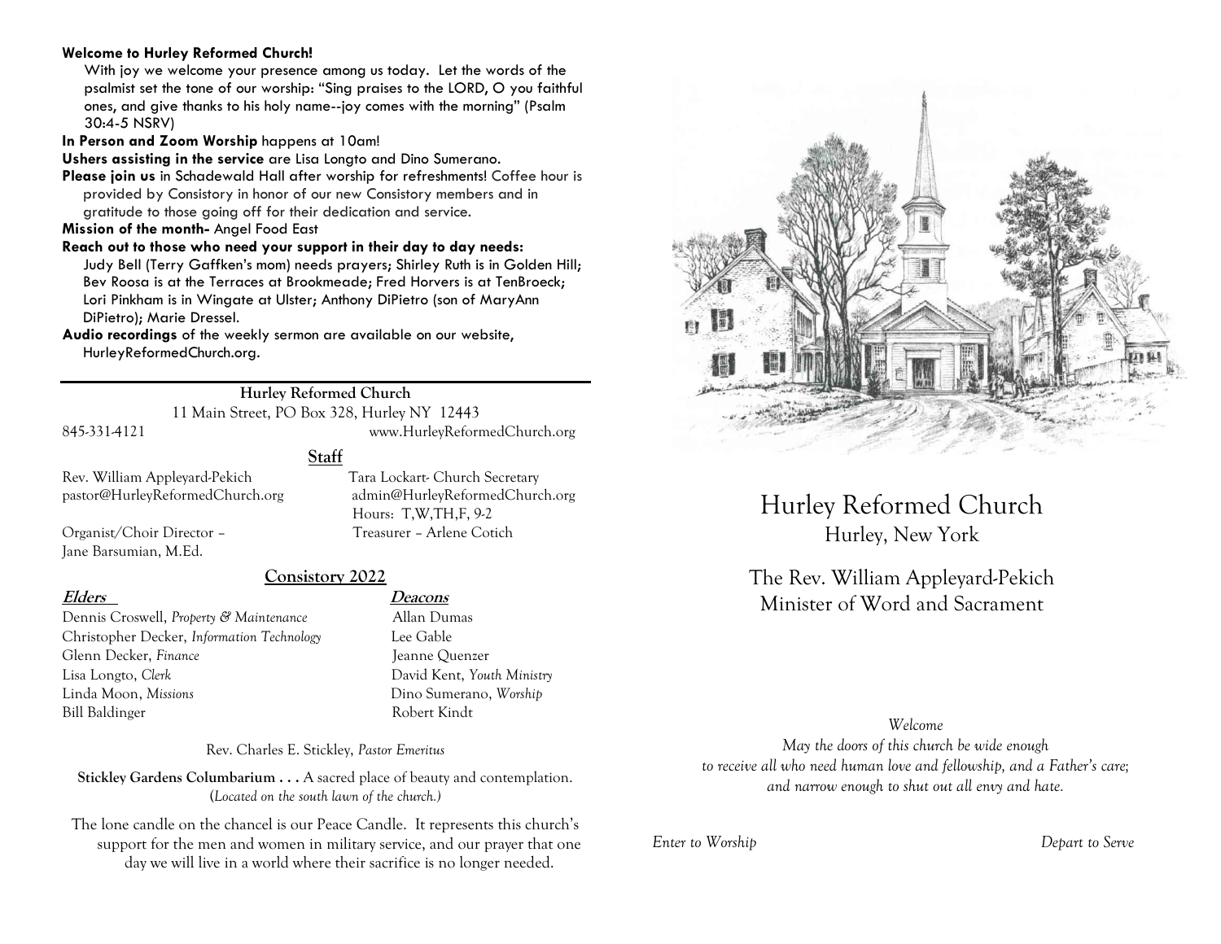**Welcome to Hurley Reformed Church!**

With joy we welcome your presence among us today. Let the words of the psalmist set the tone of our worship: "Sing praises to the LORD, O you faithful ones, and give thanks to his holy name--joy comes with the morning" (Psalm 30:4-5 NSRV)

**In Person and Zoom Worship** happens at 10am!

**Ushers assisting in the service** are Lisa Longto and Dino Sumerano.

**Please join us** in Schadewald Hall after worship for refreshments! Coffee hour is provided by Consistory in honor of our new Consistory members and in gratitude to those going off for their dedication and service.

**Mission of the month-** Angel Food East

**Reach out to those who need your support in their day to day needs:** Judy Bell (Terry Gaffken's mom) needs prayers; Shirley Ruth is in Golden Hill; Bev Roosa is at the Terraces at Brookmeade; Fred Horvers is at TenBroeck; Lori Pinkham is in Wingate at Ulster; Anthony DiPietro (son of MaryAnn DiPietro); Marie Dressel.

**Audio recordings** of the weekly sermon are available on our website, HurleyReformedChurch.org.

---

**Hurley Reformed Church**

11 Main Street, PO Box 328, Hurley NY 12443

845-331-4121 www.HurleyReformedChurch.org

## Staff

Rev. William Appleyard-Pekich
pastor@HurleyReformedChurch.org

Tara Lockart- Church Secretary
admin@HurleyReformedChurch.org
Hours: T,W,TH,F, 9-2

Organist/Choir Director – Jane Barsumian, M.Ed.

Treasurer – Arlene Cotich

## Consistory 2022

| **Elders** | **Deacons** |
|---|---|
| Dennis Croswell, *Property & Maintenance* | Allan Dumas |
| Christopher Decker, *Information Technology* | Lee Gable |
| Glenn Decker, *Finance* | Jeanne Quenzer |
| Lisa Longto, *Clerk* | David Kent, *Youth Ministry* |
| Linda Moon, *Missions* | Dino Sumerano, *Worship* |
| Bill Baldinger | Robert Kindt |

Rev. Charles E. Stickley, *Pastor Emeritus*

**Stickley Gardens Columbarium . . .** A sacred place of beauty and contemplation. (*Located on the south lawn of the church.)*

The lone candle on the chancel is our Peace Candle. It represents this church's support for the men and women in military service, and our prayer that one day we will live in a world where their sacrifice is no longer needed.

# Hurley Reformed Church

Hurley, New York

The Rev. William Appleyard-Pekich
Minister of Word and Sacrament

*Welcome*

*May the doors of this church be wide enough*
*to receive all who need human love and fellowship, and a Father's care;*
*and narrow enough to shut out all envy and hate.*

*Enter to Worship* *Depart to Serve*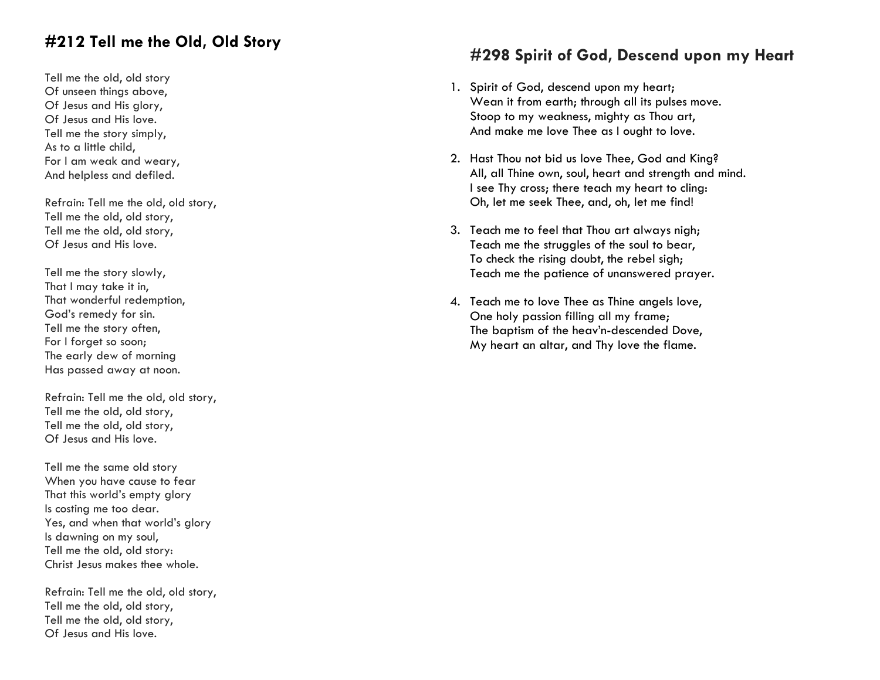## #212 Tell me the Old, Old Story

Tell me the old, old story  
Of unseen things above,  
Of Jesus and His glory,  
Of Jesus and His love.  
Tell me the story simply,  
As to a little child,  
For I am weak and weary,  
And helpless and defiled.

Refrain: Tell me the old, old story,  
Tell me the old, old story,  
Tell me the old, old story,  
Of Jesus and His love.

Tell me the story slowly,  
That I may take it in,  
That wonderful redemption,  
God's remedy for sin.  
Tell me the story often,  
For I forget so soon;  
The early dew of morning  
Has passed away at noon.

Refrain: Tell me the old, old story,  
Tell me the old, old story,  
Tell me the old, old story,  
Of Jesus and His love.

Tell me the same old story  
When you have cause to fear  
That this world's empty glory  
Is costing me too dear.  
Yes, and when that world's glory  
Is dawning on my soul,  
Tell me the old, old story:  
Christ Jesus makes thee whole.

Refrain: Tell me the old, old story,  
Tell me the old, old story,  
Tell me the old, old story,  
Of Jesus and His love.

## #298 Spirit of God, Descend upon my Heart

1. Spirit of God, descend upon my heart;  
   Wean it from earth; through all its pulses move.  
   Stoop to my weakness, mighty as Thou art,  
   And make me love Thee as I ought to love.

2. Hast Thou not bid us love Thee, God and King?  
   All, all Thine own, soul, heart and strength and mind.  
   I see Thy cross; there teach my heart to cling:  
   Oh, let me seek Thee, and, oh, let me find!

3. Teach me to feel that Thou art always nigh;  
   Teach me the struggles of the soul to bear,  
   To check the rising doubt, the rebel sigh;  
   Teach me the patience of unanswered prayer.

4. Teach me to love Thee as Thine angels love,  
   One holy passion filling all my frame;  
   The baptism of the heav'n-descended Dove,  
   My heart an altar, and Thy love the flame.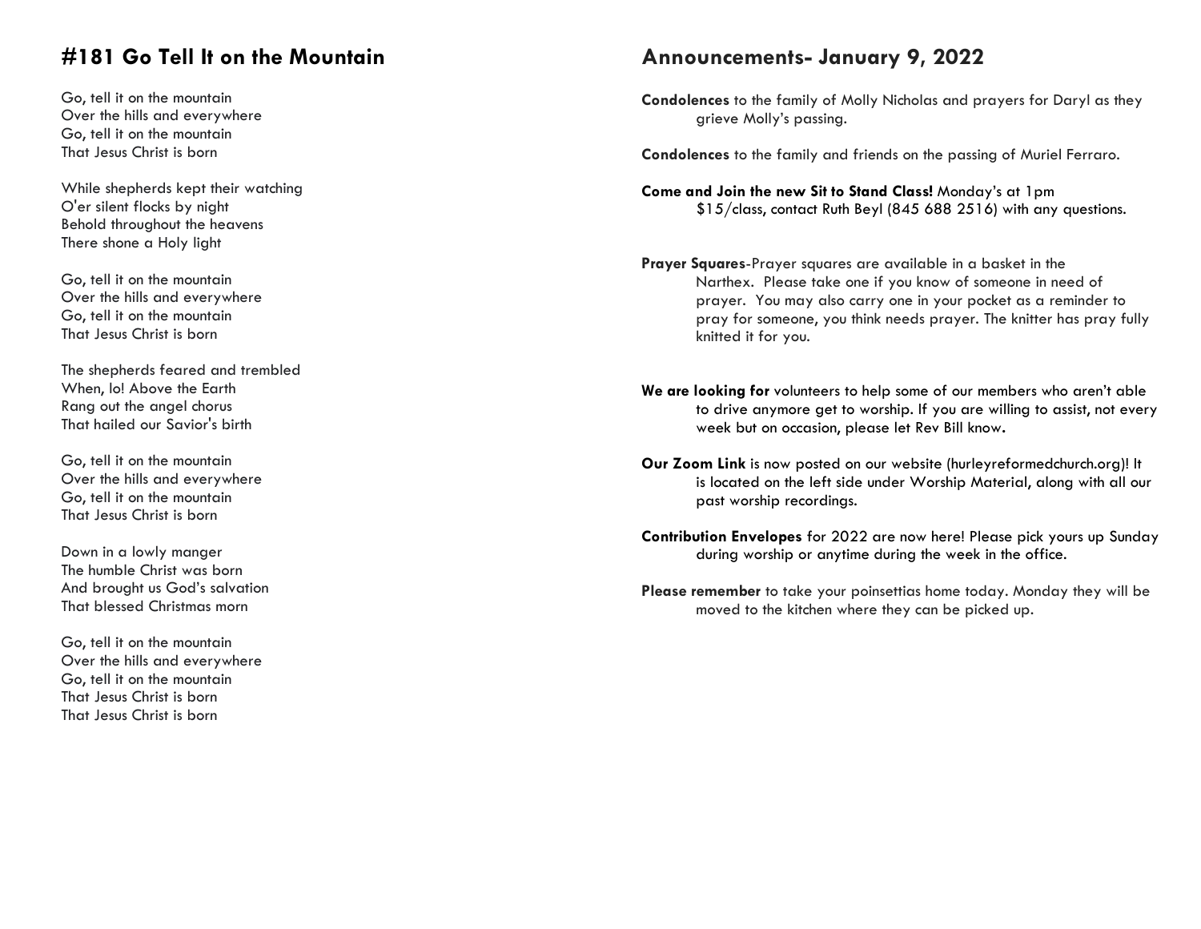## #181 Go Tell It on the Mountain

Go, tell it on the mountain
Over the hills and everywhere
Go, tell it on the mountain
That Jesus Christ is born

While shepherds kept their watching
O'er silent flocks by night
Behold throughout the heavens
There shone a Holy light

Go, tell it on the mountain
Over the hills and everywhere
Go, tell it on the mountain
That Jesus Christ is born

The shepherds feared and trembled
When, lo! Above the Earth
Rang out the angel chorus
That hailed our Savior's birth

Go, tell it on the mountain
Over the hills and everywhere
Go, tell it on the mountain
That Jesus Christ is born

Down in a lowly manger
The humble Christ was born
And brought us God's salvation
That blessed Christmas morn

Go, tell it on the mountain
Over the hills and everywhere
Go, tell it on the mountain
That Jesus Christ is born
That Jesus Christ is born

## Announcements- January 9, 2022

**Condolences** to the family of Molly Nicholas and prayers for Daryl as they grieve Molly's passing.

**Condolences** to the family and friends on the passing of Muriel Ferraro.

**Come and Join the new Sit to Stand Class!** Monday's at 1pm $15/class, contact Ruth Beyl (845 688 2516) with any questions.

**Prayer Squares**-Prayer squares are available in a basket in the Narthex. Please take one if you know of someone in need of prayer. You may also carry one in your pocket as a reminder to pray for someone, you think needs prayer. The knitter has pray fully knitted it for you.

**We are looking for** volunteers to help some of our members who aren't able to drive anymore get to worship. If you are willing to assist, not every week but on occasion, please let Rev Bill know.

**Our Zoom Link** is now posted on our website (hurleyreformedchurch.org)! It is located on the left side under Worship Material, along with all our past worship recordings.

**Contribution Envelopes** for 2022 are now here! Please pick yours up Sunday during worship or anytime during the week in the office.

**Please remember** to take your poinsettias home today. Monday they will be moved to the kitchen where they can be picked up.